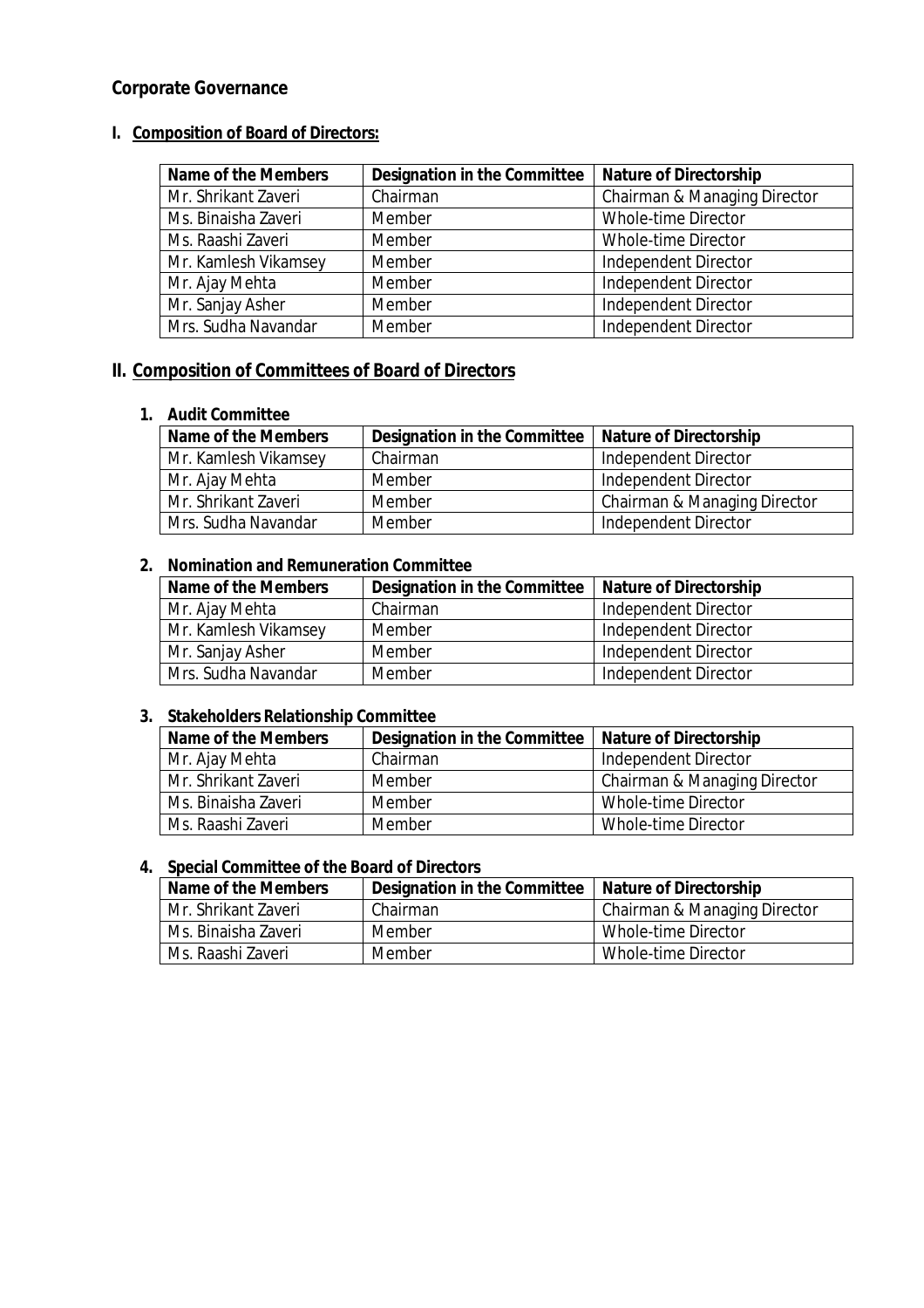# Corporate Governance

## I. Composition of Board of Directors:

| Name of the Members | Designation in the Committee | Nature of Directorship |
|---|---|---|
| Mr. Shrikant Zaveri | Chairman | Chairman & Managing Director |
| Ms. Binaisha Zaveri | Member | Whole-time Director |
| Ms. Raashi Zaveri | Member | Whole-time Director |
| Mr. Kamlesh Vikamsey | Member | Independent Director |
| Mr. Ajay Mehta | Member | Independent Director |
| Mr. Sanjay Asher | Member | Independent Director |
| Mrs. Sudha Navandar | Member | Independent Director |

## II. Composition of Committees of Board of Directors

### 1. Audit Committee

| Name of the Members | Designation in the Committee | Nature of Directorship |
|---|---|---|
| Mr. Kamlesh Vikamsey | Chairman | Independent Director |
| Mr. Ajay Mehta | Member | Independent Director |
| Mr. Shrikant Zaveri | Member | Chairman & Managing Director |
| Mrs. Sudha Navandar | Member | Independent Director |

### 2. Nomination and Remuneration Committee

| Name of the Members | Designation in the Committee | Nature of Directorship |
|---|---|---|
| Mr. Ajay Mehta | Chairman | Independent Director |
| Mr. Kamlesh Vikamsey | Member | Independent Director |
| Mr. Sanjay Asher | Member | Independent Director |
| Mrs. Sudha Navandar | Member | Independent Director |

### 3. Stakeholders Relationship Committee

| Name of the Members | Designation in the Committee | Nature of Directorship |
|---|---|---|
| Mr. Ajay Mehta | Chairman | Independent Director |
| Mr. Shrikant Zaveri | Member | Chairman & Managing Director |
| Ms. Binaisha Zaveri | Member | Whole-time Director |
| Ms. Raashi Zaveri | Member | Whole-time Director |

### 4. Special Committee of the Board of Directors

| Name of the Members | Designation in the Committee | Nature of Directorship |
|---|---|---|
| Mr. Shrikant Zaveri | Chairman | Chairman & Managing Director |
| Ms. Binaisha Zaveri | Member | Whole-time Director |
| Ms. Raashi Zaveri | Member | Whole-time Director |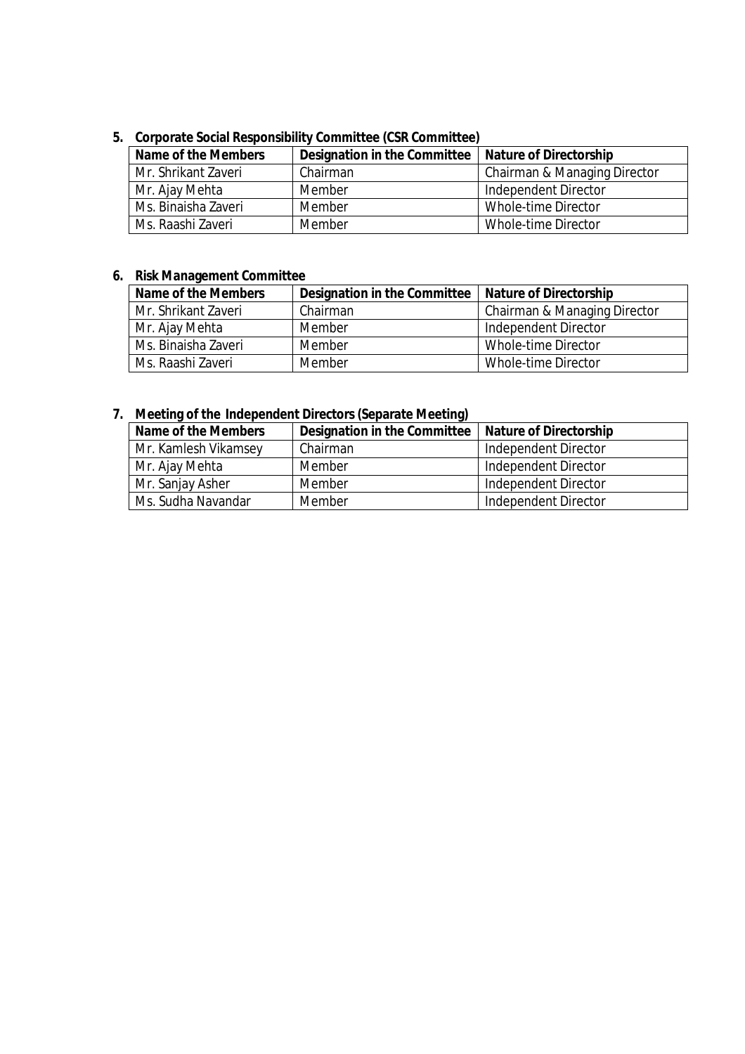**5. Corporate Social Responsibility Committee (CSR Committee)**

| Name of the Members | Designation in the Committee | Nature of Directorship |
|---|---|---|
| Mr. Shrikant Zaveri | Chairman | Chairman & Managing Director |
| Mr. Ajay Mehta | Member | Independent Director |
| Ms. Binaisha Zaveri | Member | Whole-time Director |
| Ms. Raashi Zaveri | Member | Whole-time Director |

**6. Risk Management Committee**

| Name of the Members | Designation in the Committee | Nature of Directorship |
|---|---|---|
| Mr. Shrikant Zaveri | Chairman | Chairman & Managing Director |
| Mr. Ajay Mehta | Member | Independent Director |
| Ms. Binaisha Zaveri | Member | Whole-time Director |
| Ms. Raashi Zaveri | Member | Whole-time Director |

**7. Meeting of the Independent Directors (Separate Meeting)**

| Name of the Members | Designation in the Committee | Nature of Directorship |
|---|---|---|
| Mr. Kamlesh Vikamsey | Chairman | Independent Director |
| Mr. Ajay Mehta | Member | Independent Director |
| Mr. Sanjay Asher | Member | Independent Director |
| Ms. Sudha Navandar | Member | Independent Director |